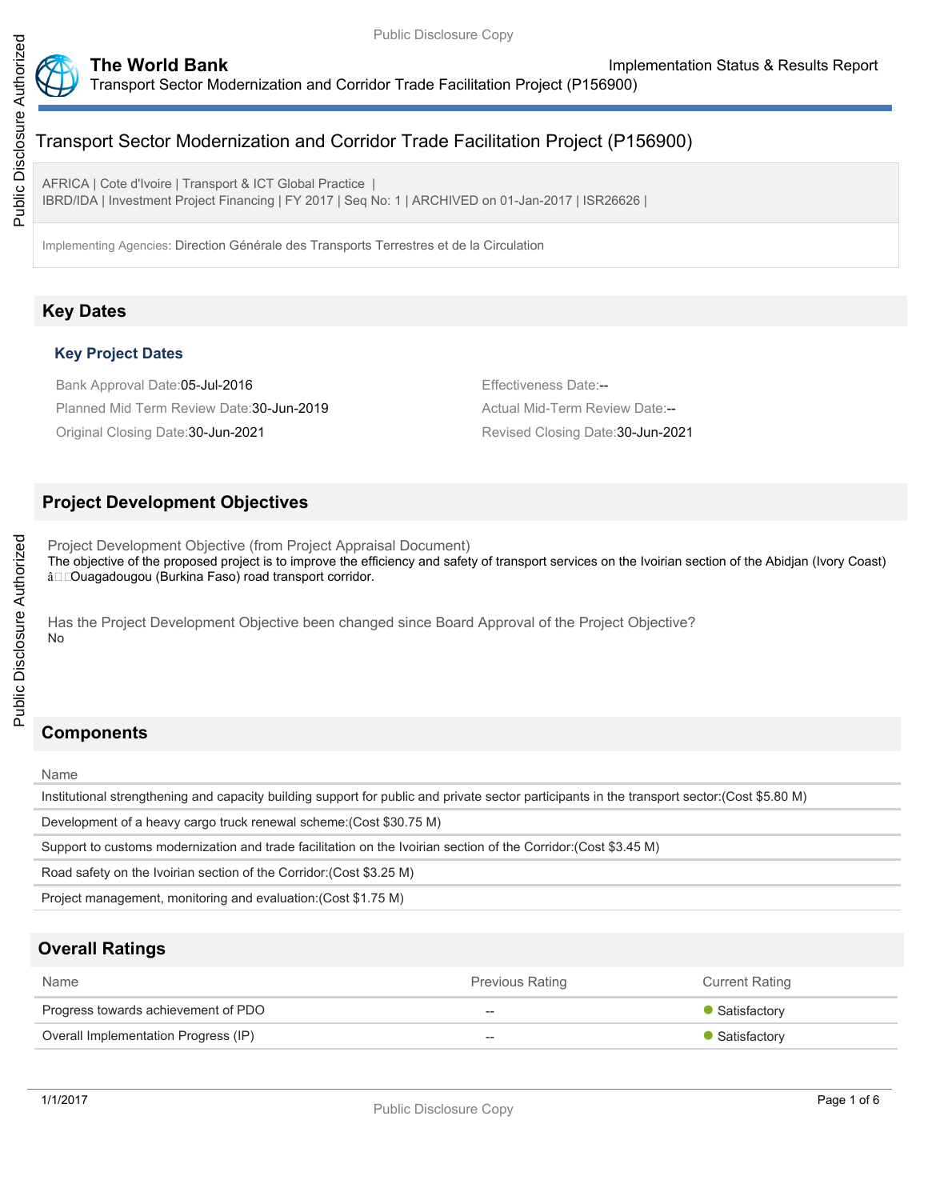# Transport Sector Modernization and Corridor Trade Facilitation Project (P156900)

AFRICA | Cote d'Ivoire | Transport & ICT Global Practice |
IBRD/IDA | Investment Project Financing | FY 2017 | Seq No: 1 | ARCHIVED on 01-Jan-2017 | ISR26626 |

Implementing Agencies: Direction Générale des Transports Terrestres et de la Circulation

## Key Dates

### Key Project Dates

Bank Approval Date:05-Jul-2016

Effectiveness Date:--

Planned Mid Term Review Date:30-Jun-2019

Actual Mid-Term Review Date:--

Original Closing Date:30-Jun-2021

Revised Closing Date:30-Jun-2021

## Project Development Objectives

Project Development Objective (from Project Appraisal Document)

The objective of the proposed project is to improve the efficiency and safety of transport services on the Ivoirian section of the Abidjan (Ivory Coast) â Ouagadougou (Burkina Faso) road transport corridor.

Has the Project Development Objective been changed since Board Approval of the Project Objective?

No

## Components

| Name |
| --- |
| Institutional strengthening and capacity building support for public and private sector participants in the transport sector:(Cost $5.80 M) |
| Development of a heavy cargo truck renewal scheme:(Cost $30.75 M) |
| Support to customs modernization and trade facilitation on the Ivoirian section of the Corridor:(Cost $3.45 M) |
| Road safety on the Ivoirian section of the Corridor:(Cost $3.25 M) |
| Project management, monitoring and evaluation:(Cost $1.75 M) |

## Overall Ratings

| Name | Previous Rating | Current Rating |
| --- | --- | --- |
| Progress towards achievement of PDO | -- | Satisfactory |
| Overall Implementation Progress (IP) | -- | Satisfactory |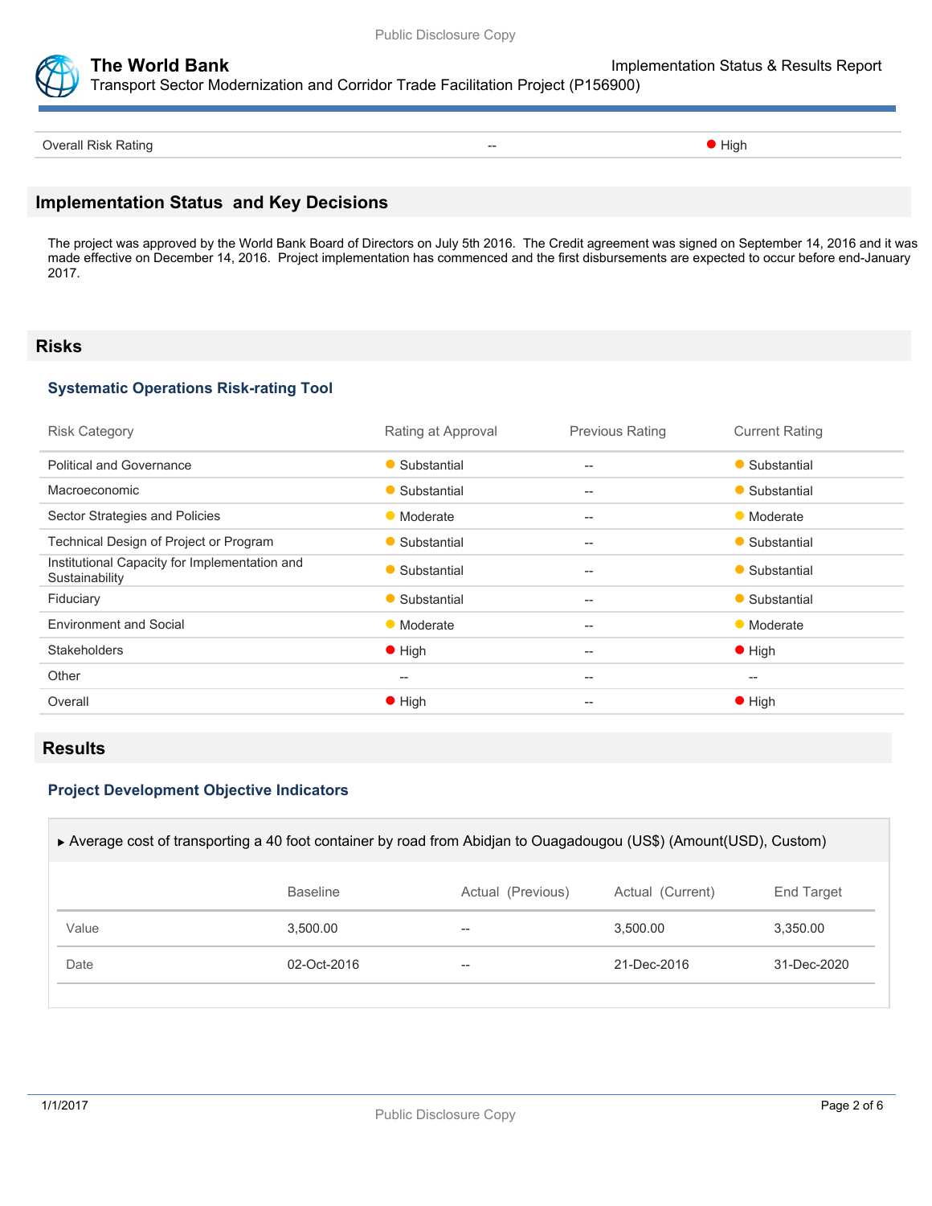| Overall Risk Rating | -- | High |
|---|---|---|

## Implementation Status and Key Decisions

The project was approved by the World Bank Board of Directors on July 5th 2016. The Credit agreement was signed on September 14, 2016 and it was made effective on December 14, 2016. Project implementation has commenced and the first disbursements are expected to occur before end-January 2017.

## Risks

### Systematic Operations Risk-rating Tool

| Risk Category | Rating at Approval | Previous Rating | Current Rating |
|---|---|---|---|
| Political and Governance | Substantial | -- | Substantial |
| Macroeconomic | Substantial | -- | Substantial |
| Sector Strategies and Policies | Moderate | -- | Moderate |
| Technical Design of Project or Program | Substantial | -- | Substantial |
| Institutional Capacity for Implementation and Sustainability | Substantial | -- | Substantial |
| Fiduciary | Substantial | -- | Substantial |
| Environment and Social | Moderate | -- | Moderate |
| Stakeholders | High | -- | High |
| Other | -- | -- | -- |
| Overall | High | -- | High |

## Results

### Project Development Objective Indicators

▸ Average cost of transporting a 40 foot container by road from Abidjan to Ouagadougou (US$) (Amount(USD), Custom)

| | Baseline | Actual (Previous) | Actual (Current) | End Target |
|---|---|---|---|---|
| Value | 3,500.00 | -- | 3,500.00 | 3,350.00 |
| Date | 02-Oct-2016 | -- | 21-Dec-2016 | 31-Dec-2020 |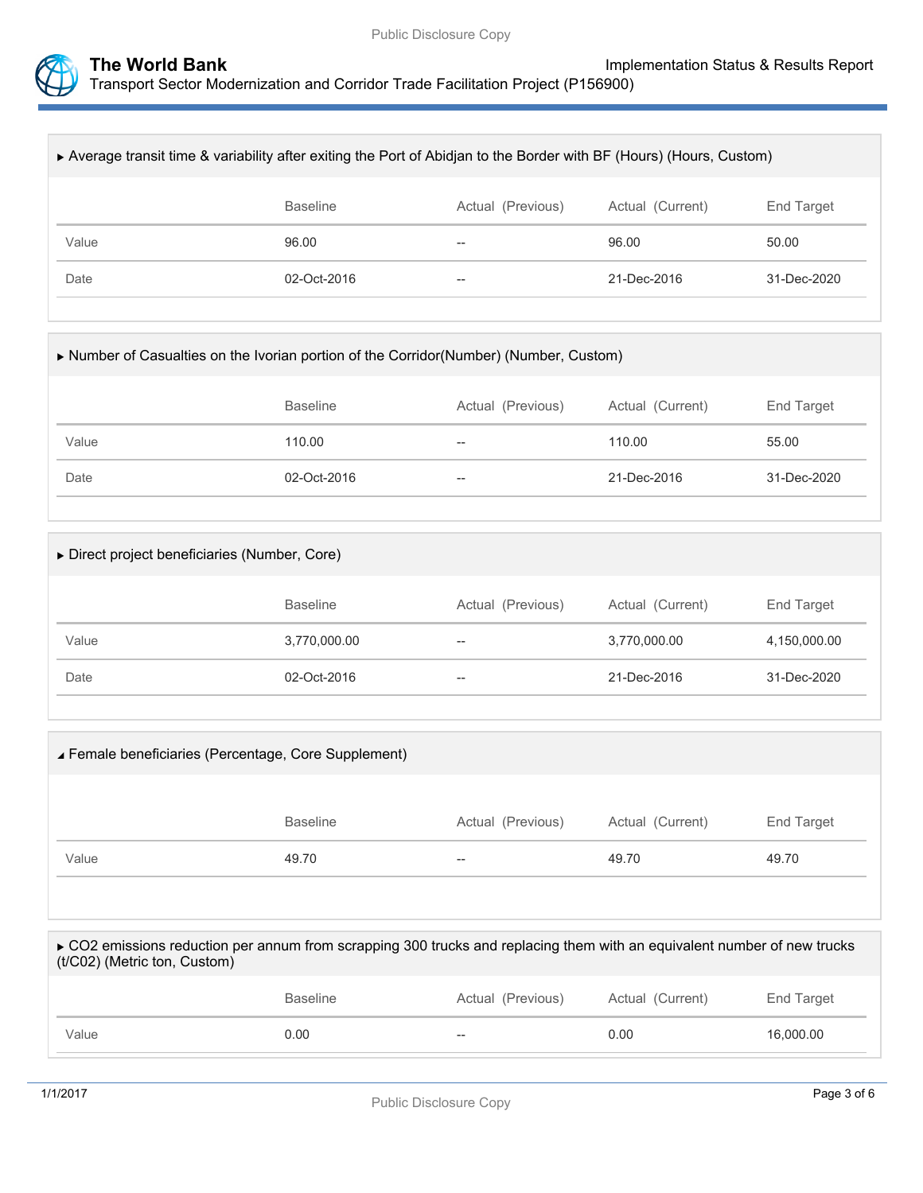▸ Average transit time & variability after exiting the Port of Abidjan to the Border with BF (Hours) (Hours, Custom)

| | Baseline | Actual (Previous) | Actual (Current) | End Target |
|---|---|---|---|---|
| Value | 96.00 | -- | 96.00 | 50.00 |
| Date | 02-Oct-2016 | -- | 21-Dec-2016 | 31-Dec-2020 |

▸ Number of Casualties on the Ivorian portion of the Corridor(Number) (Number, Custom)

| | Baseline | Actual (Previous) | Actual (Current) | End Target |
|---|---|---|---|---|
| Value | 110.00 | -- | 110.00 | 55.00 |
| Date | 02-Oct-2016 | -- | 21-Dec-2016 | 31-Dec-2020 |

▸ Direct project beneficiaries (Number, Core)

| | Baseline | Actual (Previous) | Actual (Current) | End Target |
|---|---|---|---|---|
| Value | 3,770,000.00 | -- | 3,770,000.00 | 4,150,000.00 |
| Date | 02-Oct-2016 | -- | 21-Dec-2016 | 31-Dec-2020 |

◢ Female beneficiaries (Percentage, Core Supplement)

| | Baseline | Actual (Previous) | Actual (Current) | End Target |
|---|---|---|---|---|
| Value | 49.70 | -- | 49.70 | 49.70 |

▸ CO2 emissions reduction per annum from scrapping 300 trucks and replacing them with an equivalent number of new trucks (t/C02) (Metric ton, Custom)

| | Baseline | Actual (Previous) | Actual (Current) | End Target |
|---|---|---|---|---|
| Value | 0.00 | -- | 0.00 | 16,000.00 |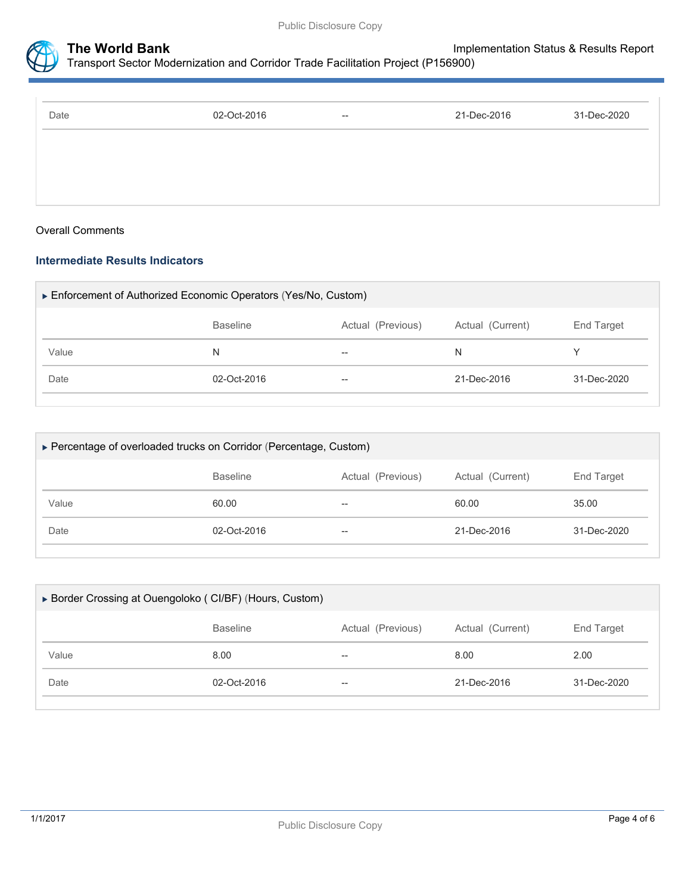| | | | | |
|---|---|---|---|---|
| Date | 02-Oct-2016 | -- | 21-Dec-2016 | 31-Dec-2020 |

Overall Comments

### Intermediate Results Indicators

▶ Enforcement of Authorized Economic Operators (Yes/No, Custom)

| | Baseline | Actual (Previous) | Actual (Current) | End Target |
|---|---|---|---|---|
| Value | N | -- | N | Y |
| Date | 02-Oct-2016 | -- | 21-Dec-2016 | 31-Dec-2020 |

▶ Percentage of overloaded trucks on Corridor (Percentage, Custom)

| | Baseline | Actual (Previous) | Actual (Current) | End Target |
|---|---|---|---|---|
| Value | 60.00 | -- | 60.00 | 35.00 |
| Date | 02-Oct-2016 | -- | 21-Dec-2016 | 31-Dec-2020 |

▶ Border Crossing at Ouengoloko ( CI/BF) (Hours, Custom)

| | Baseline | Actual (Previous) | Actual (Current) | End Target |
|---|---|---|---|---|
| Value | 8.00 | -- | 8.00 | 2.00 |
| Date | 02-Oct-2016 | -- | 21-Dec-2016 | 31-Dec-2020 |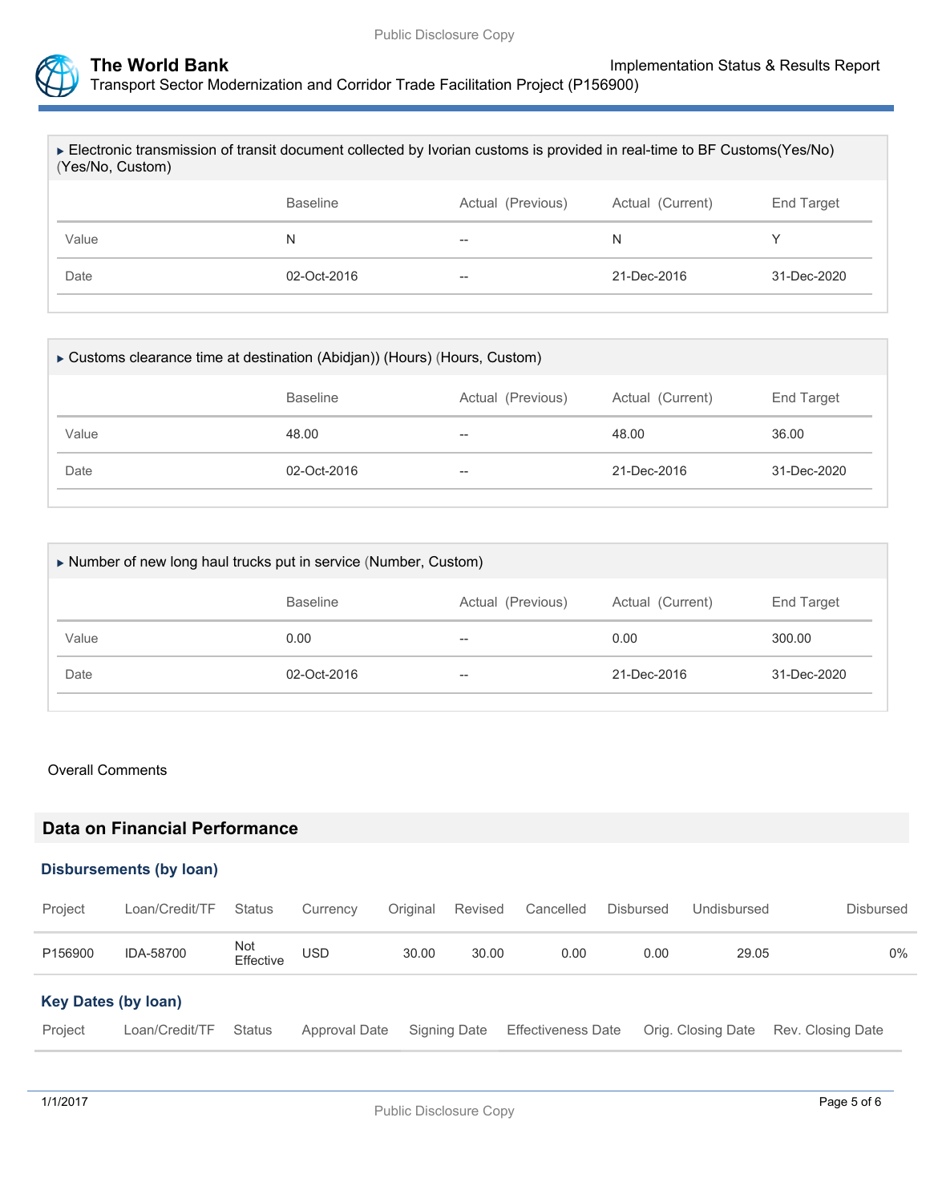▸ Electronic transmission of transit document collected by Ivorian customs is provided in real-time to BF Customs(Yes/No) (Yes/No, Custom)

| | Baseline | Actual (Previous) | Actual (Current) | End Target |
|---|---|---|---|---|
| Value | N | -- | N | Y |
| Date | 02-Oct-2016 | -- | 21-Dec-2016 | 31-Dec-2020 |

▸ Customs clearance time at destination (Abidjan)) (Hours) (Hours, Custom)

| | Baseline | Actual (Previous) | Actual (Current) | End Target |
|---|---|---|---|---|
| Value | 48.00 | -- | 48.00 | 36.00 |
| Date | 02-Oct-2016 | -- | 21-Dec-2016 | 31-Dec-2020 |

▸ Number of new long haul trucks put in service (Number, Custom)

| | Baseline | Actual (Previous) | Actual (Current) | End Target |
|---|---|---|---|---|
| Value | 0.00 | -- | 0.00 | 300.00 |
| Date | 02-Oct-2016 | -- | 21-Dec-2016 | 31-Dec-2020 |

Overall Comments

## Data on Financial Performance

### Disbursements (by loan)

| Project | Loan/Credit/TF | Status | Currency | Original | Revised | Cancelled | Disbursed | Undisbursed | Disbursed |
|---|---|---|---|---|---|---|---|---|---|
| P156900 | IDA-58700 | Not Effective | USD | 30.00 | 30.00 | 0.00 | 0.00 | 29.05 | 0% |

### Key Dates (by loan)

| Project | Loan/Credit/TF | Status | Approval Date | Signing Date | Effectiveness Date | Orig. Closing Date | Rev. Closing Date |
|---|---|---|---|---|---|---|---|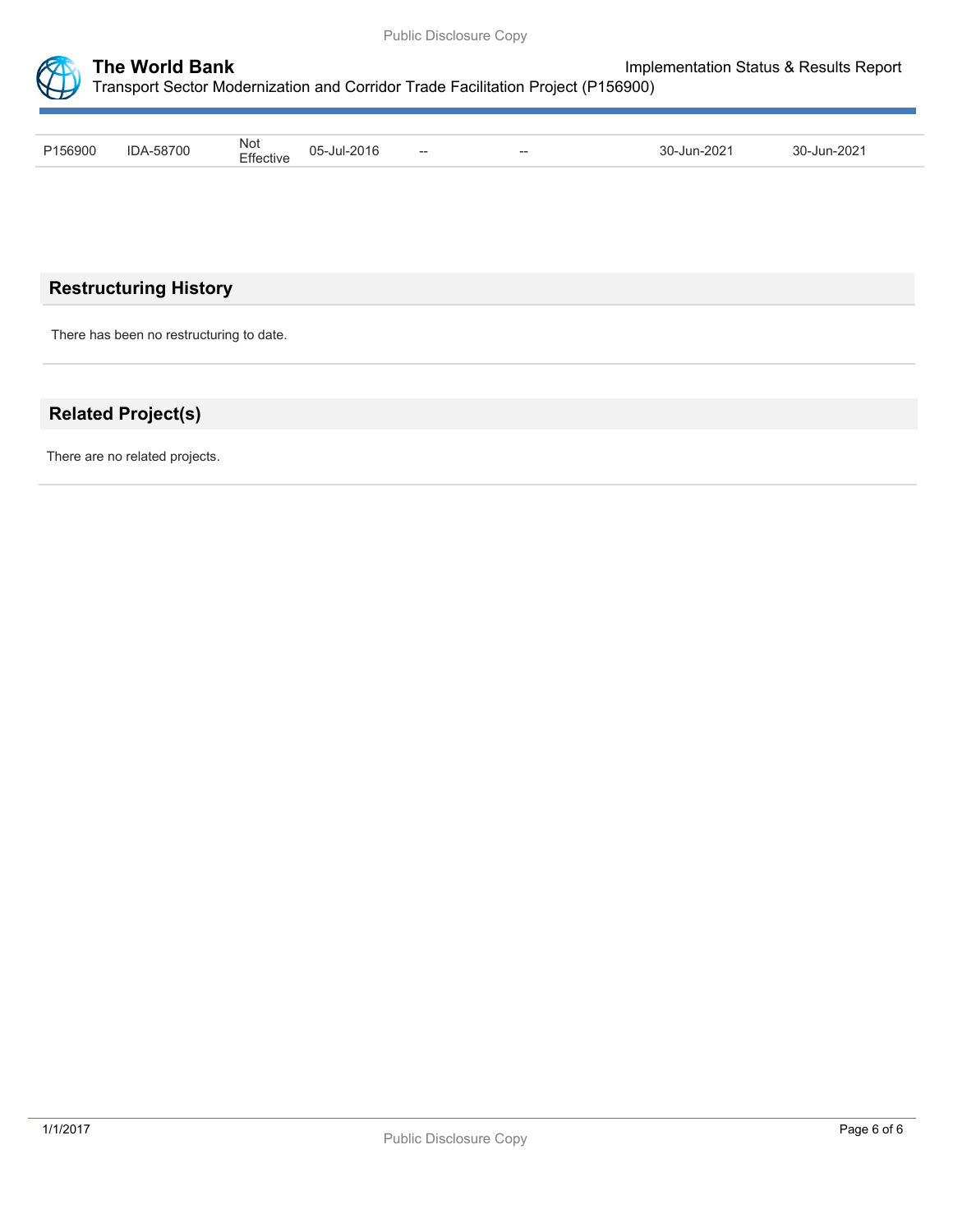| | | | | | | | |
|---|---|---|---|---|---|---|---|
| P156900 | IDA-58700 | Not Effective | 05-Jul-2016 | -- | -- | 30-Jun-2021 | 30-Jun-2021 |

## Restructuring History

There has been no restructuring to date.

## Related Project(s)

There are no related projects.